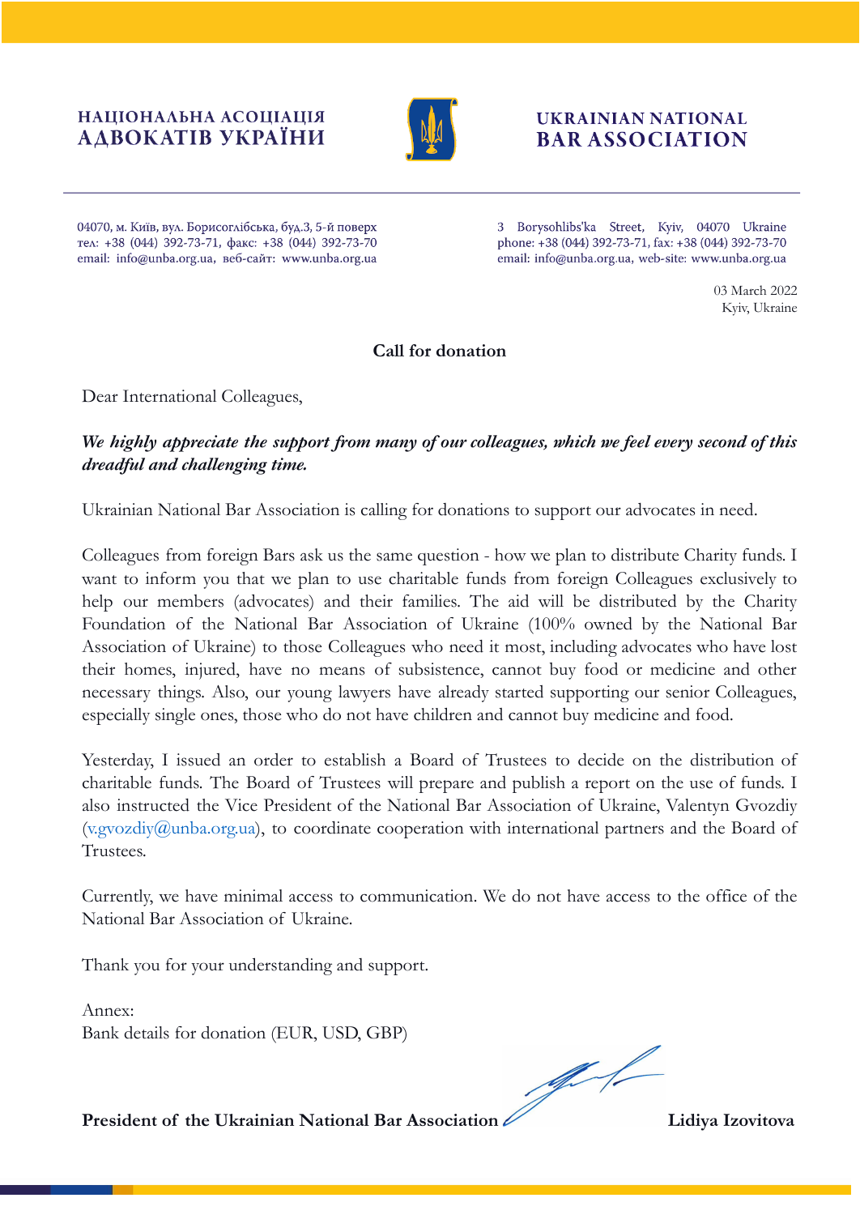**НАЦІОНАЛЬНА АСОЦІАЦІЯ АДВОКАТІВ УКРАЇНИ**

**UKRAINIAN NATIONAL BAR ASSOCIATION**

04070, м. Київ, вул. Борисоглібська, буд.3, 5-й поверх
тел: +38 (044) 392-73-71, факс: +38 (044) 392-73-70
email: info@unba.org.ua, веб-сайт: www.unba.org.ua

3 Borysohlibs'ka Street, Kyiv, 04070 Ukraine
phone: +38 (044) 392-73-71, fax: +38 (044) 392-73-70
email: info@unba.org.ua, web-site: www.unba.org.ua

03 March 2022
Kyiv, Ukraine

**Call for donation**

Dear International Colleagues,

***We highly appreciate the support from many of our colleagues, which we feel every second of this dreadful and challenging time.***

Ukrainian National Bar Association is calling for donations to support our advocates in need.

Colleagues from foreign Bars ask us the same question - how we plan to distribute Charity funds. I want to inform you that we plan to use charitable funds from foreign Colleagues exclusively to help our members (advocates) and their families. The aid will be distributed by the Charity Foundation of the National Bar Association of Ukraine (100% owned by the National Bar Association of Ukraine) to those Colleagues who need it most, including advocates who have lost their homes, injured, have no means of subsistence, cannot buy food or medicine and other necessary things. Also, our young lawyers have already started supporting our senior Colleagues, especially single ones, those who do not have children and cannot buy medicine and food.

Yesterday, I issued an order to establish a Board of Trustees to decide on the distribution of charitable funds. The Board of Trustees will prepare and publish a report on the use of funds. I also instructed the Vice President of the National Bar Association of Ukraine, Valentyn Gvozdiy (v.gvozdiy@unba.org.ua), to coordinate cooperation with international partners and the Board of Trustees.

Currently, we have minimal access to communication. We do not have access to the office of the National Bar Association of Ukraine.

Thank you for your understanding and support.

Annex:
Bank details for donation (EUR, USD, GBP)

**President of the Ukrainian National Bar Association** **Lidiya Izovitova**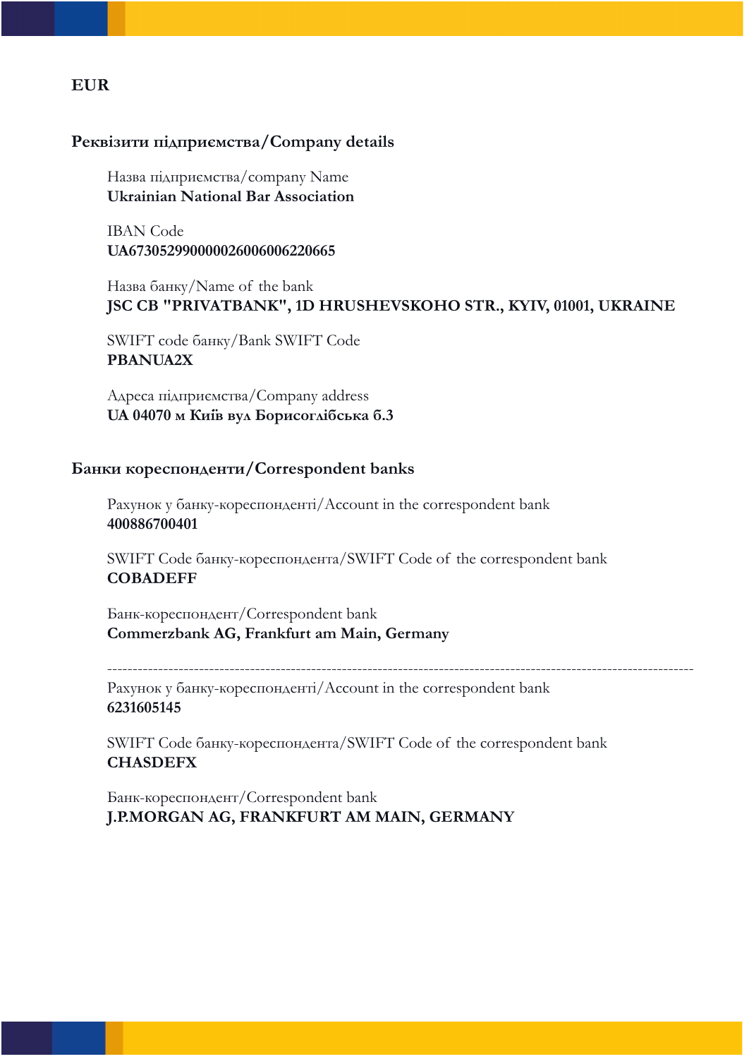## EUR

### Реквізити підприємства/Company details

Назва підприємства/company Name
**Ukrainian National Bar Association**

IBAN Code
**UA673052990000026006006220665**

Назва банку/Name of the bank
**JSC CB "PRIVATBANK", 1D HRUSHEVSKOHO STR., KYIV, 01001, UKRAINE**

SWIFT code банку/Bank SWIFT Code
**PBANUA2X**

Адреса підприємства/Company address
**UA 04070 м Київ вул Борисоглібська б.3**

### Банки кореспонденти/Correspondent banks

Рахунок у банку-кореспонденті/Account in the correspondent bank
**400886700401**

SWIFT Code банку-кореспондента/SWIFT Code of the correspondent bank
**COBADEFF**

Банк-кореспондент/Correspondent bank
**Commerzbank AG, Frankfurt am Main, Germany**

---

Рахунок у банку-кореспонденті/Account in the correspondent bank
**6231605145**

SWIFT Code банку-кореспондента/SWIFT Code of the correspondent bank
**CHASDEFX**

Банк-кореспондент/Correspondent bank
**J.P.MORGAN AG, FRANKFURT AM MAIN, GERMANY**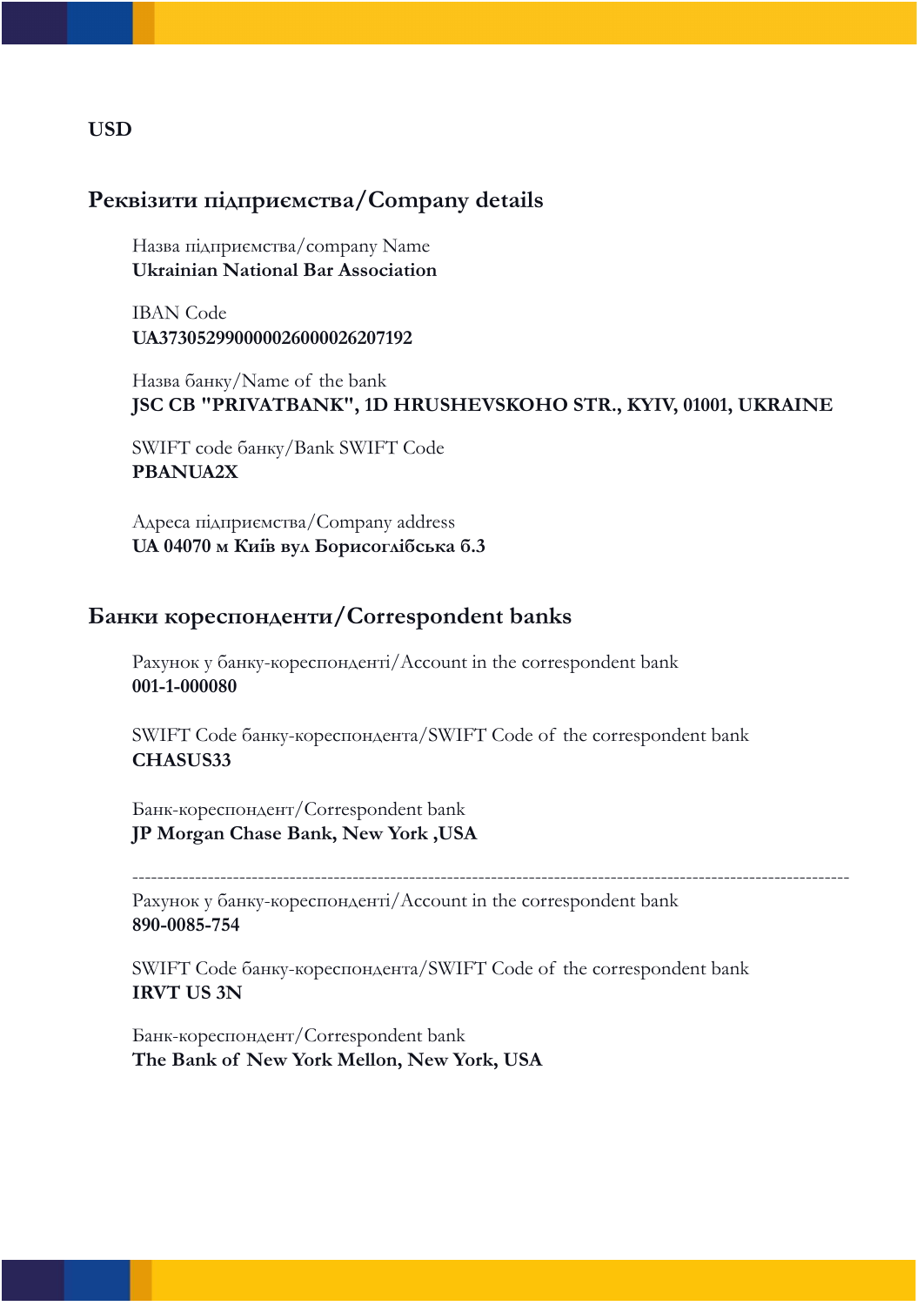**USD**

## Реквізити підприємства/Company details

Назва підприємства/company Name
**Ukrainian National Bar Association**

IBAN Code
**UA373052990000026000026207192**

Назва банку/Name of the bank
**JSC CB "PRIVATBANK", 1D HRUSHEVSKOHO STR., KYIV, 01001, UKRAINE**

SWIFT code банку/Bank SWIFT Code
**PBANUA2X**

Адреса підприємства/Company address
**UA 04070 м Київ вул Борисоглібська б.3**

## Банки кореспонденти/Correspondent banks

Рахунок у банку-кореспонденті/Account in the correspondent bank
**001-1-000080**

SWIFT Code банку-кореспондента/SWIFT Code of the correspondent bank
**CHASUS33**

Банк-кореспондент/Correspondent bank
**JP Morgan Chase Bank, New York ,USA**

---

Рахунок у банку-кореспонденті/Account in the correspondent bank
**890-0085-754**

SWIFT Code банку-кореспондента/SWIFT Code of the correspondent bank
**IRVT US 3N**

Банк-кореспондент/Correspondent bank
**The Bank of New York Mellon, New York, USA**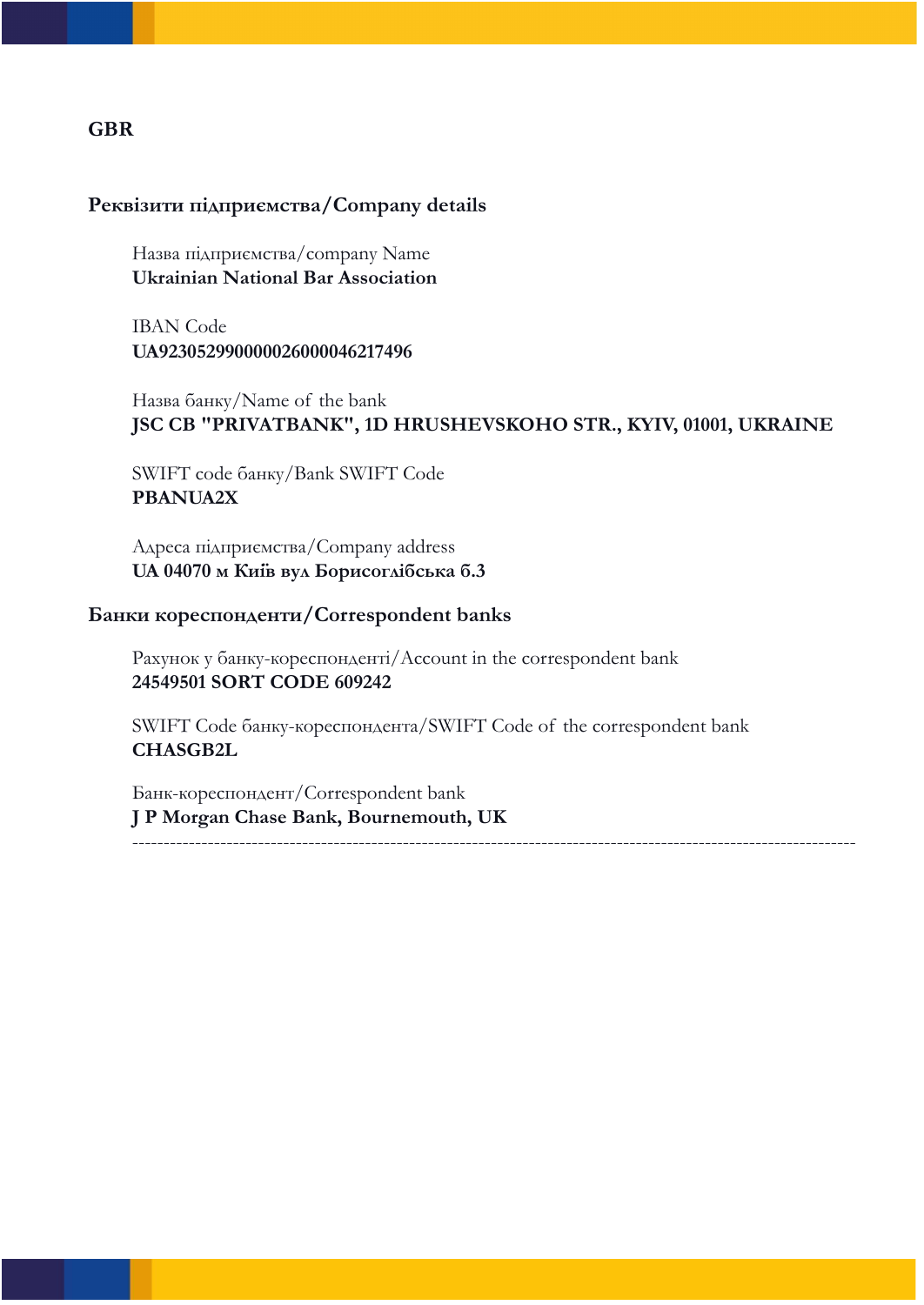**GBR**

## Реквізити підприємства/Company details

Назва підприємства/company Name
**Ukrainian National Bar Association**

IBAN Code
**UA923052990000026000046217496**

Назва банку/Name of the bank
**JSC CB "PRIVATBANK", 1D HRUSHEVSKOHO STR., KYIV, 01001, UKRAINE**

SWIFT code банку/Bank SWIFT Code
**PBANUA2X**

Адреса підприємства/Company address
**UA 04070 м Київ вул Борисоглібська б.3**

## Банки кореспонденти/Correspondent banks

Рахунок у банку-кореспонденті/Account in the correspondent bank
**24549501 SORT CODE 609242**

SWIFT Code банку-кореспондента/SWIFT Code of the correspondent bank
**CHASGB2L**

Банк-кореспондент/Correspondent bank
**J P Morgan Chase Bank, Bournemouth, UK**

---